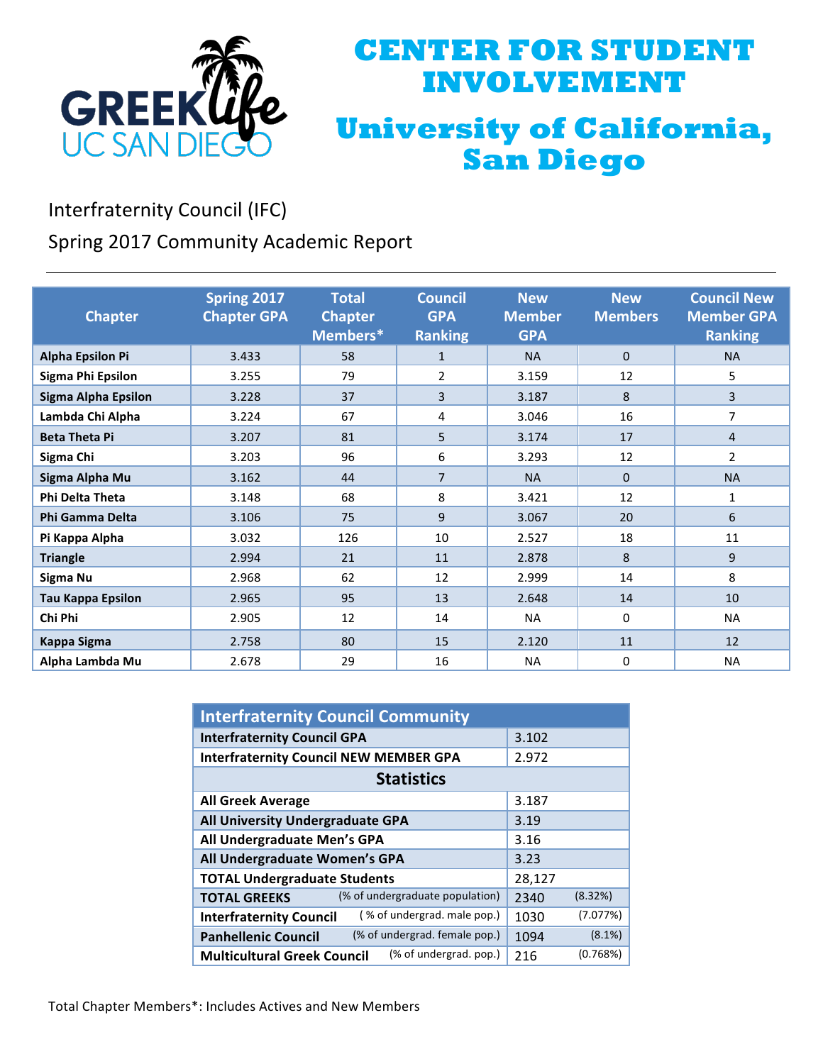# CENTER FOR STUDENT INVOLVEMENT

# University of California, San Diego

GREEK life UC SAN DIEGO

## Interfraternity Council (IFC)

## Spring 2017 Community Academic Report

| Chapter | Spring 2017 Chapter GPA | Total Chapter Members* | Council GPA Ranking | New Member GPA | New Members | Council New Member GPA Ranking |
|---|---|---|---|---|---|---|
| **Alpha Epsilon Pi** | 3.433 | 58 | 1 | NA | 0 | NA |
| **Sigma Phi Epsilon** | 3.255 | 79 | 2 | 3.159 | 12 | 5 |
| **Sigma Alpha Epsilon** | 3.228 | 37 | 3 | 3.187 | 8 | 3 |
| **Lambda Chi Alpha** | 3.224 | 67 | 4 | 3.046 | 16 | 7 |
| **Beta Theta Pi** | 3.207 | 81 | 5 | 3.174 | 17 | 4 |
| **Sigma Chi** | 3.203 | 96 | 6 | 3.293 | 12 | 2 |
| **Sigma Alpha Mu** | 3.162 | 44 | 7 | NA | 0 | NA |
| **Phi Delta Theta** | 3.148 | 68 | 8 | 3.421 | 12 | 1 |
| **Phi Gamma Delta** | 3.106 | 75 | 9 | 3.067 | 20 | 6 |
| **Pi Kappa Alpha** | 3.032 | 126 | 10 | 2.527 | 18 | 11 |
| **Triangle** | 2.994 | 21 | 11 | 2.878 | 8 | 9 |
| **Sigma Nu** | 2.968 | 62 | 12 | 2.999 | 14 | 8 |
| **Tau Kappa Epsilon** | 2.965 | 95 | 13 | 2.648 | 14 | 10 |
| **Chi Phi** | 2.905 | 12 | 14 | NA | 0 | NA |
| **Kappa Sigma** | 2.758 | 80 | 15 | 2.120 | 11 | 12 |
| **Alpha Lambda Mu** | 2.678 | 29 | 16 | NA | 0 | NA |

| Interfraternity Council Community | | |
|---|---|---|
| **Interfraternity Council GPA** | 3.102 | |
| **Interfraternity Council NEW MEMBER GPA** | 2.972 | |
| **Statistics** | | |
| **All Greek Average** | 3.187 | |
| **All University Undergraduate GPA** | 3.19 | |
| **All Undergraduate Men's GPA** | 3.16 | |
| **All Undergraduate Women's GPA** | 3.23 | |
| **TOTAL Undergraduate Students** | 28,127 | |
| **TOTAL GREEKS** (% of undergraduate population) | 2340 | (8.32%) |
| **Interfraternity Council** ( % of undergrad. male pop.) | 1030 | (7.077%) |
| **Panhellenic Council** (% of undergrad. female pop.) | 1094 | (8.1%) |
| **Multicultural Greek Council** (% of undergrad. pop.) | 216 | (0.768%) |

Total Chapter Members*: Includes Actives and New Members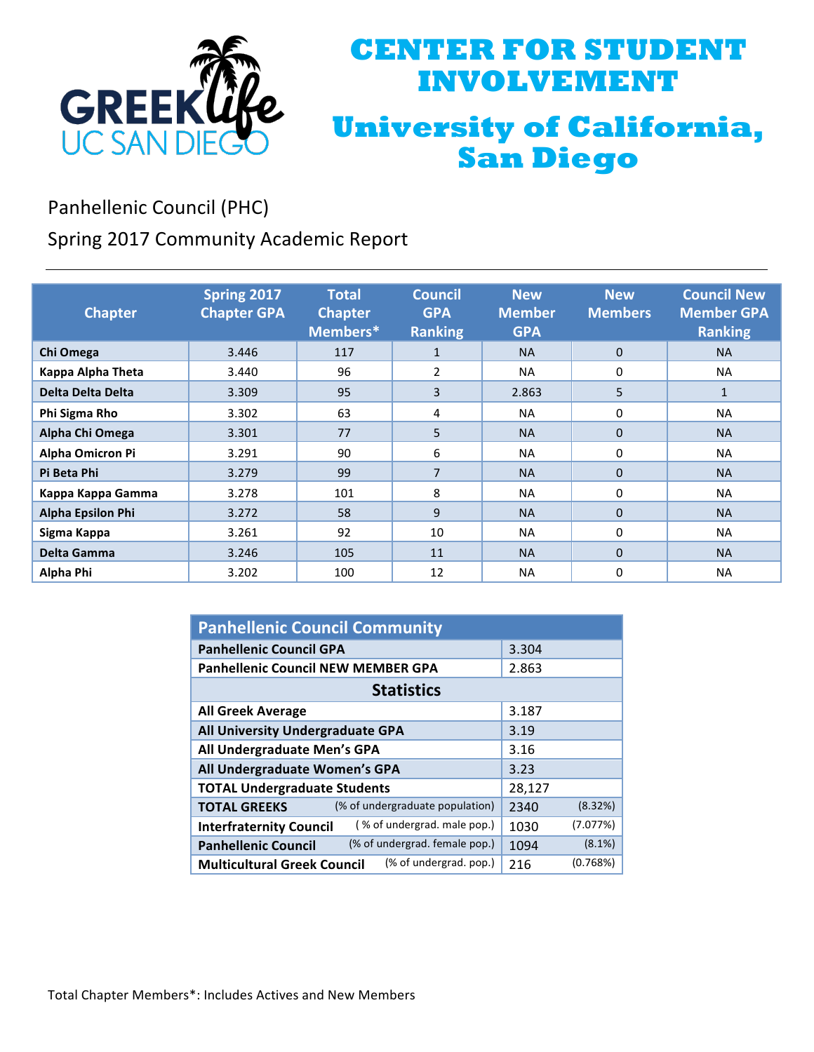# CENTER FOR STUDENT INVOLVEMENT

# University of California, San Diego

## Panhellenic Council (PHC)

## Spring 2017 Community Academic Report

| Chapter | Spring 2017 Chapter GPA | Total Chapter Members* | Council GPA Ranking | New Member GPA | New Members | Council New Member GPA Ranking |
|---|---|---|---|---|---|---|
| **Chi Omega** | 3.446 | 117 | 1 | NA | 0 | NA |
| **Kappa Alpha Theta** | 3.440 | 96 | 2 | NA | 0 | NA |
| **Delta Delta Delta** | 3.309 | 95 | 3 | 2.863 | 5 | 1 |
| **Phi Sigma Rho** | 3.302 | 63 | 4 | NA | 0 | NA |
| **Alpha Chi Omega** | 3.301 | 77 | 5 | NA | 0 | NA |
| **Alpha Omicron Pi** | 3.291 | 90 | 6 | NA | 0 | NA |
| **Pi Beta Phi** | 3.279 | 99 | 7 | NA | 0 | NA |
| **Kappa Kappa Gamma** | 3.278 | 101 | 8 | NA | 0 | NA |
| **Alpha Epsilon Phi** | 3.272 | 58 | 9 | NA | 0 | NA |
| **Sigma Kappa** | 3.261 | 92 | 10 | NA | 0 | NA |
| **Delta Gamma** | 3.246 | 105 | 11 | NA | 0 | NA |
| **Alpha Phi** | 3.202 | 100 | 12 | NA | 0 | NA |

| Panhellenic Council Community | | |
|---|---|---|
| **Panhellenic Council GPA** | 3.304 | |
| **Panhellenic Council NEW MEMBER GPA** | 2.863 | |
| **Statistics** | | |
| **All Greek Average** | 3.187 | |
| **All University Undergraduate GPA** | 3.19 | |
| **All Undergraduate Men's GPA** | 3.16 | |
| **All Undergraduate Women's GPA** | 3.23 | |
| **TOTAL Undergraduate Students** | 28,127 | |
| **TOTAL GREEKS** (% of undergraduate population) | 2340 | (8.32%) |
| **Interfraternity Council** ( % of undergrad. male pop.) | 1030 | (7.077%) |
| **Panhellenic Council** (% of undergrad. female pop.) | 1094 | (8.1%) |
| **Multicultural Greek Council** (% of undergrad. pop.) | 216 | (0.768%) |

Total Chapter Members*: Includes Actives and New Members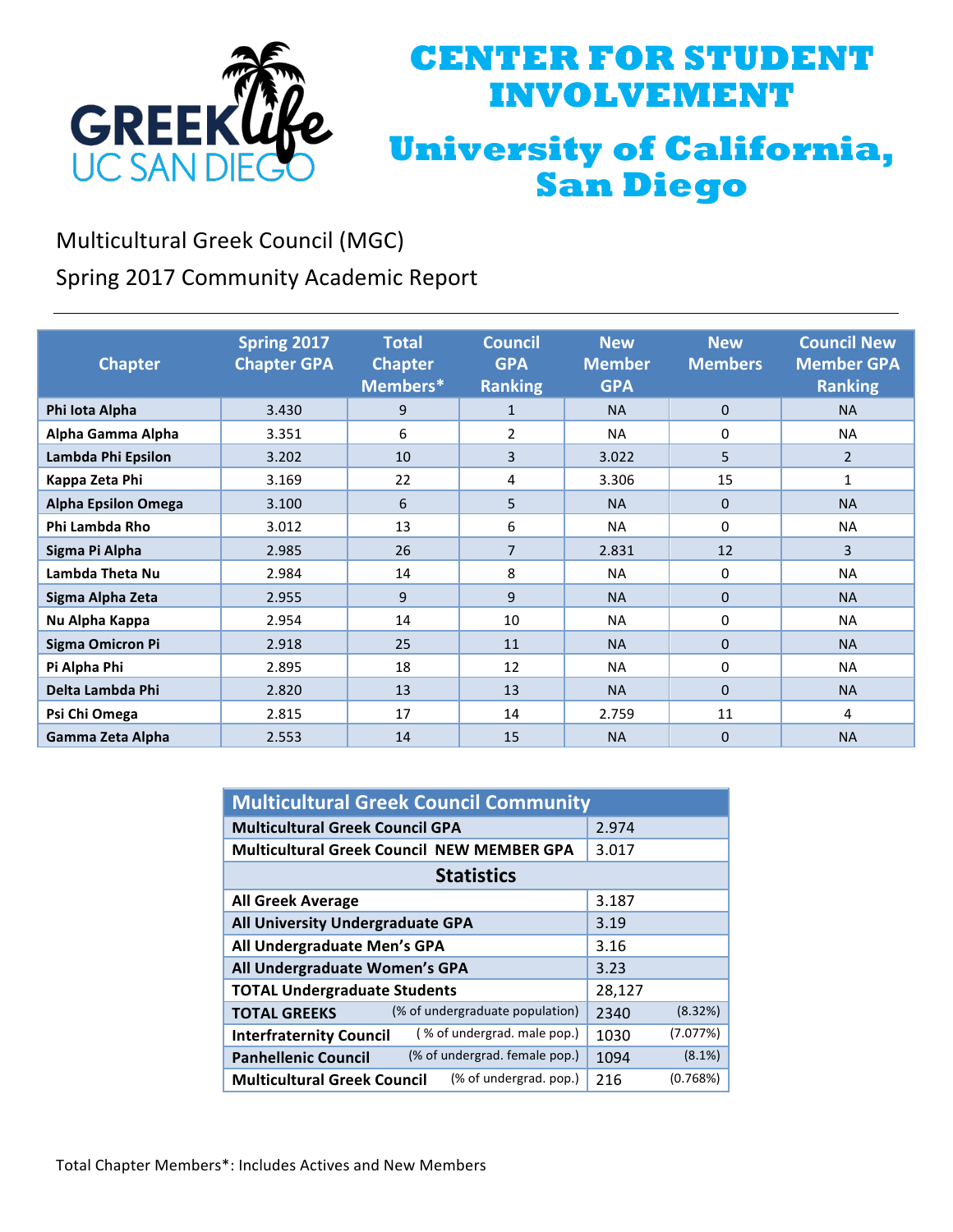# CENTER FOR STUDENT INVOLVEMENT

# University of California, San Diego

Multicultural Greek Council (MGC)

Spring 2017 Community Academic Report

| Chapter | Spring 2017 Chapter GPA | Total Chapter Members* | Council GPA Ranking | New Member GPA | New Members | Council New Member GPA Ranking |
|---|---|---|---|---|---|---|
| Phi Iota Alpha | 3.430 | 9 | 1 | NA | 0 | NA |
| Alpha Gamma Alpha | 3.351 | 6 | 2 | NA | 0 | NA |
| Lambda Phi Epsilon | 3.202 | 10 | 3 | 3.022 | 5 | 2 |
| Kappa Zeta Phi | 3.169 | 22 | 4 | 3.306 | 15 | 1 |
| Alpha Epsilon Omega | 3.100 | 6 | 5 | NA | 0 | NA |
| Phi Lambda Rho | 3.012 | 13 | 6 | NA | 0 | NA |
| Sigma Pi Alpha | 2.985 | 26 | 7 | 2.831 | 12 | 3 |
| Lambda Theta Nu | 2.984 | 14 | 8 | NA | 0 | NA |
| Sigma Alpha Zeta | 2.955 | 9 | 9 | NA | 0 | NA |
| Nu Alpha Kappa | 2.954 | 14 | 10 | NA | 0 | NA |
| Sigma Omicron Pi | 2.918 | 25 | 11 | NA | 0 | NA |
| Pi Alpha Phi | 2.895 | 18 | 12 | NA | 0 | NA |
| Delta Lambda Phi | 2.820 | 13 | 13 | NA | 0 | NA |
| Psi Chi Omega | 2.815 | 17 | 14 | 2.759 | 11 | 4 |
| Gamma Zeta Alpha | 2.553 | 14 | 15 | NA | 0 | NA |

| Multicultural Greek Council Community | | |
|---|---|---|
| **Multicultural Greek Council GPA** | 2.974 | |
| **Multicultural Greek Council NEW MEMBER GPA** | 3.017 | |
| **Statistics** | | |
| **All Greek Average** | 3.187 | |
| **All University Undergraduate GPA** | 3.19 | |
| **All Undergraduate Men's GPA** | 3.16 | |
| **All Undergraduate Women's GPA** | 3.23 | |
| **TOTAL Undergraduate Students** | 28,127 | |
| **TOTAL GREEKS** (% of undergraduate population) | 2340 | (8.32%) |
| **Interfraternity Council** ( % of undergrad. male pop.) | 1030 | (7.077%) |
| **Panhellenic Council** (% of undergrad. female pop.) | 1094 | (8.1%) |
| **Multicultural Greek Council** (% of undergrad. pop.) | 216 | (0.768%) |

Total Chapter Members*: Includes Actives and New Members